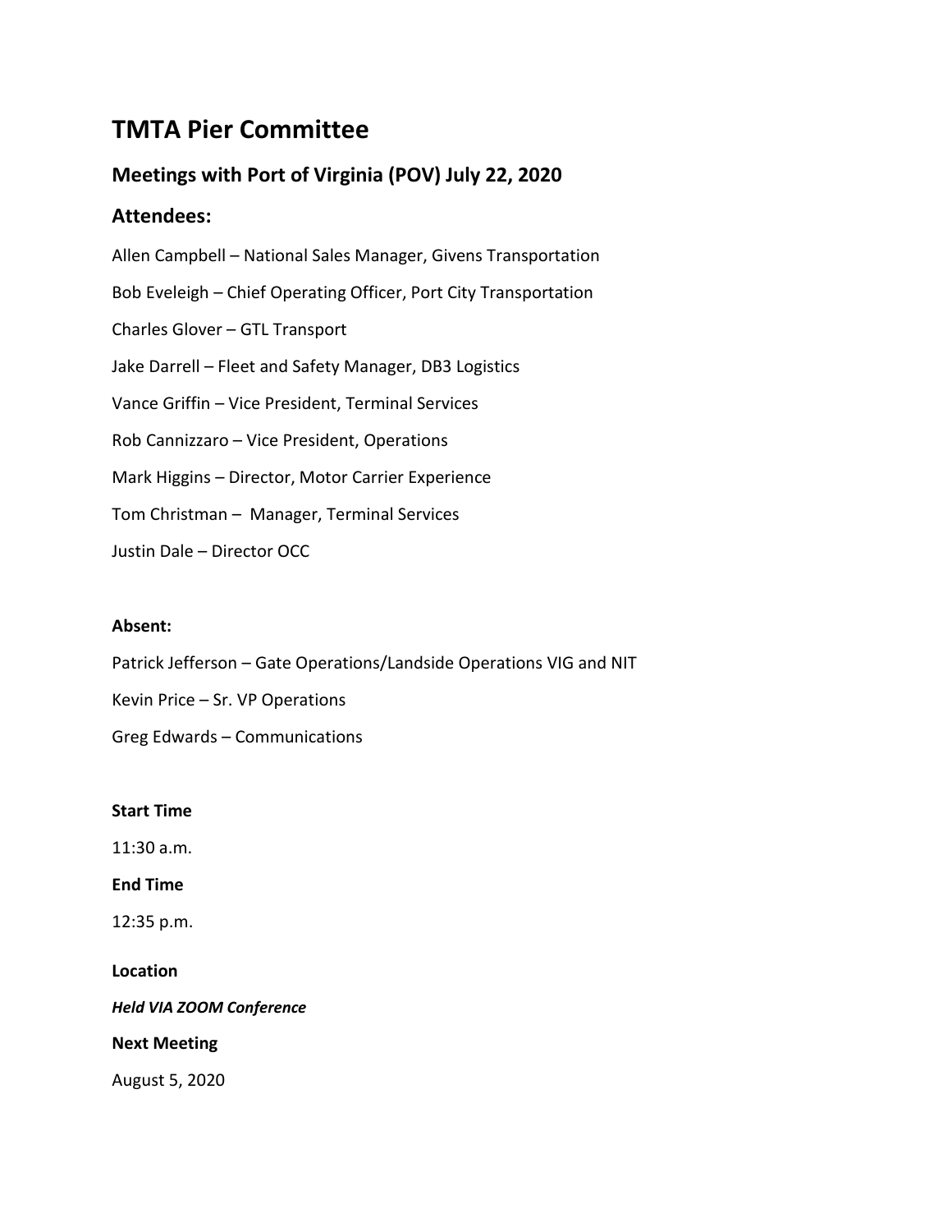# TMTA Pier Committee

## Meetings with Port of Virginia (POV) July 22, 2020

## Attendees:

Allen Campbell – National Sales Manager, Givens Transportation

Bob Eveleigh – Chief Operating Officer, Port City Transportation

Charles Glover – GTL Transport

Jake Darrell – Fleet and Safety Manager, DB3 Logistics

Vance Griffin – Vice President, Terminal Services

Rob Cannizzaro – Vice President, Operations

Mark Higgins – Director, Motor Carrier Experience

Tom Christman – Manager, Terminal Services

Justin Dale – Director OCC

**Absent:**

Patrick Jefferson – Gate Operations/Landside Operations VIG and NIT

Kevin Price – Sr. VP Operations

Greg Edwards – Communications

**Start Time**

11:30 a.m.

**End Time**

12:35 p.m.

**Location**

***Held VIA ZOOM Conference***

**Next Meeting**

August 5, 2020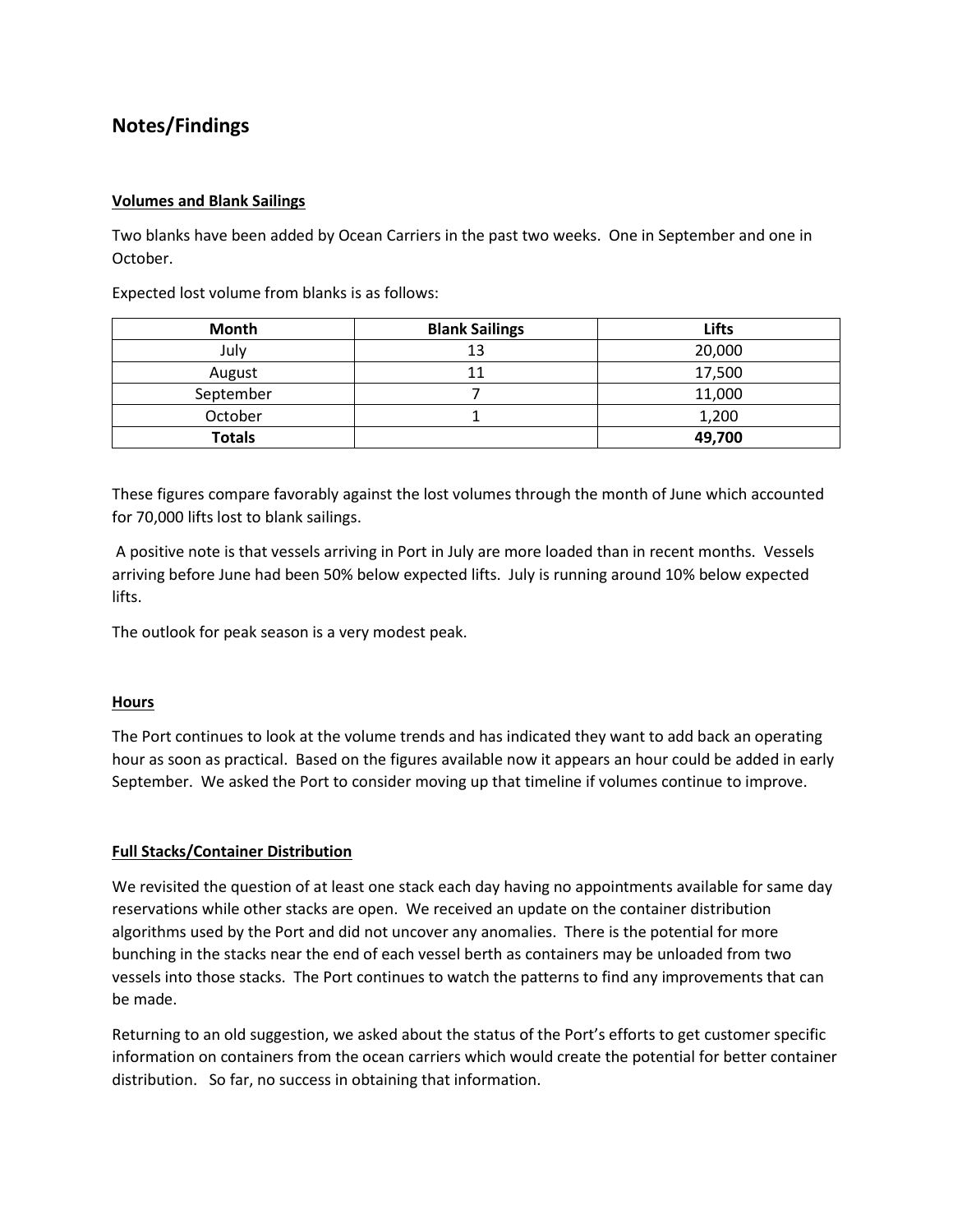## Notes/Findings

**Volumes and Blank Sailings**

Two blanks have been added by Ocean Carriers in the past two weeks. One in September and one in October.

Expected lost volume from blanks is as follows:

| Month | Blank Sailings | Lifts |
|---|---|---|
| July | 13 | 20,000 |
| August | 11 | 17,500 |
| September | 7 | 11,000 |
| October | 1 | 1,200 |
| **Totals** | | **49,700** |

These figures compare favorably against the lost volumes through the month of June which accounted for 70,000 lifts lost to blank sailings.

A positive note is that vessels arriving in Port in July are more loaded than in recent months. Vessels arriving before June had been 50% below expected lifts. July is running around 10% below expected lifts.

The outlook for peak season is a very modest peak.

**Hours**

The Port continues to look at the volume trends and has indicated they want to add back an operating hour as soon as practical. Based on the figures available now it appears an hour could be added in early September. We asked the Port to consider moving up that timeline if volumes continue to improve.

**Full Stacks/Container Distribution**

We revisited the question of at least one stack each day having no appointments available for same day reservations while other stacks are open. We received an update on the container distribution algorithms used by the Port and did not uncover any anomalies. There is the potential for more bunching in the stacks near the end of each vessel berth as containers may be unloaded from two vessels into those stacks. The Port continues to watch the patterns to find any improvements that can be made.

Returning to an old suggestion, we asked about the status of the Port's efforts to get customer specific information on containers from the ocean carriers which would create the potential for better container distribution. So far, no success in obtaining that information.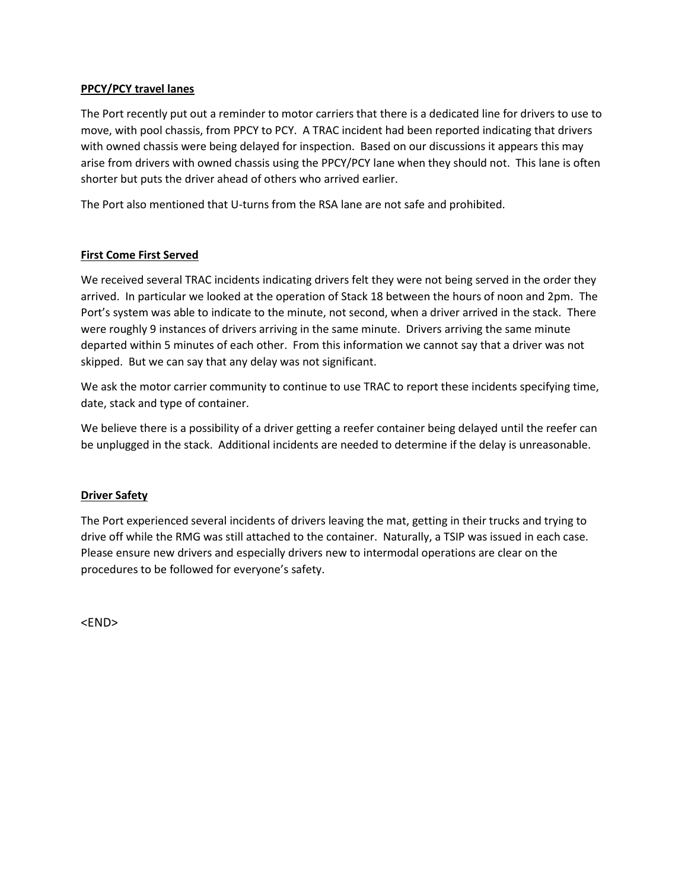**PPCY/PCY travel lanes**

The Port recently put out a reminder to motor carriers that there is a dedicated line for drivers to use to move, with pool chassis, from PPCY to PCY. A TRAC incident had been reported indicating that drivers with owned chassis were being delayed for inspection. Based on our discussions it appears this may arise from drivers with owned chassis using the PPCY/PCY lane when they should not. This lane is often shorter but puts the driver ahead of others who arrived earlier.

The Port also mentioned that U-turns from the RSA lane are not safe and prohibited.

**First Come First Served**

We received several TRAC incidents indicating drivers felt they were not being served in the order they arrived. In particular we looked at the operation of Stack 18 between the hours of noon and 2pm. The Port's system was able to indicate to the minute, not second, when a driver arrived in the stack. There were roughly 9 instances of drivers arriving in the same minute. Drivers arriving the same minute departed within 5 minutes of each other. From this information we cannot say that a driver was not skipped. But we can say that any delay was not significant.

We ask the motor carrier community to continue to use TRAC to report these incidents specifying time, date, stack and type of container.

We believe there is a possibility of a driver getting a reefer container being delayed until the reefer can be unplugged in the stack. Additional incidents are needed to determine if the delay is unreasonable.

**Driver Safety**

The Port experienced several incidents of drivers leaving the mat, getting in their trucks and trying to drive off while the RMG was still attached to the container. Naturally, a TSIP was issued in each case. Please ensure new drivers and especially drivers new to intermodal operations are clear on the procedures to be followed for everyone's safety.

<END>